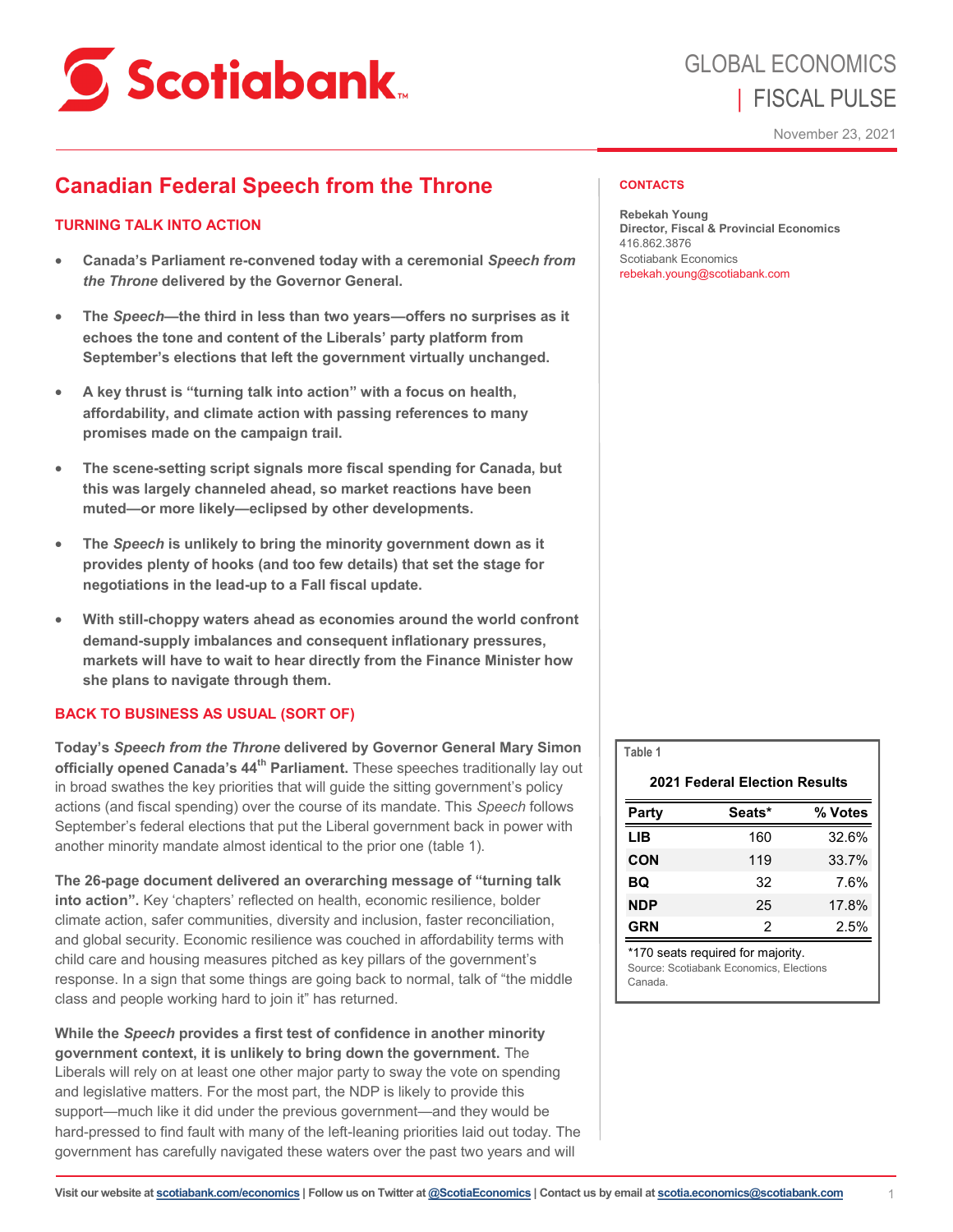GLOBAL ECONOMICS
| FISCAL PULSE

November 23, 2021

# Canadian Federal Speech from the Throne

## TURNING TALK INTO ACTION

- **Canada's Parliament re-convened today with a ceremonial *Speech from the Throne* delivered by the Governor General.**
- **The *Speech*—the third in less than two years—offers no surprises as it echoes the tone and content of the Liberals' party platform from September's elections that left the government virtually unchanged.**
- **A key thrust is "turning talk into action" with a focus on health, affordability, and climate action with passing references to many promises made on the campaign trail.**
- **The scene-setting script signals more fiscal spending for Canada, but this was largely channeled ahead, so market reactions have been muted—or more likely—eclipsed by other developments.**
- **The *Speech* is unlikely to bring the minority government down as it provides plenty of hooks (and too few details) that set the stage for negotiations in the lead-up to a Fall fiscal update.**
- **With still-choppy waters ahead as economies around the world confront demand-supply imbalances and consequent inflationary pressures, markets will have to wait to hear directly from the Finance Minister how she plans to navigate through them.**

## BACK TO BUSINESS AS USUAL (SORT OF)

**Today's *Speech from the Throne* delivered by Governor General Mary Simon officially opened Canada's 44th Parliament.** These speeches traditionally lay out in broad swathes the key priorities that will guide the sitting government's policy actions (and fiscal spending) over the course of its mandate. This *Speech* follows September's federal elections that put the Liberal government back in power with another minority mandate almost identical to the prior one (table 1).

**The 26-page document delivered an overarching message of "turning talk into action".** Key 'chapters' reflected on health, economic resilience, bolder climate action, safer communities, diversity and inclusion, faster reconciliation, and global security. Economic resilience was couched in affordability terms with child care and housing measures pitched as key pillars of the government's response. In a sign that some things are going back to normal, talk of "the middle class and people working hard to join it" has returned.

**While the *Speech* provides a first test of confidence in another minority government context, it is unlikely to bring down the government.** The Liberals will rely on at least one other major party to sway the vote on spending and legislative matters. For the most part, the NDP is likely to provide this support—much like it did under the previous government—and they would be hard-pressed to find fault with many of the left-leaning priorities laid out today. The government has carefully navigated these waters over the past two years and will

**CONTACTS**

**Rebekah Young**
**Director, Fiscal & Provincial Economics**
416.862.3876
Scotiabank Economics
rebekah.young@scotiabank.com

Table 1

**2021 Federal Election Results**

| Party | Seats* | % Votes |
|---|---|---|
| LIB | 160 | 32.6% |
| CON | 119 | 33.7% |
| BQ | 32 | 7.6% |
| NDP | 25 | 17.8% |
| GRN | 2 | 2.5% |

*170 seats required for majority.
Source: Scotiabank Economics, Elections Canada.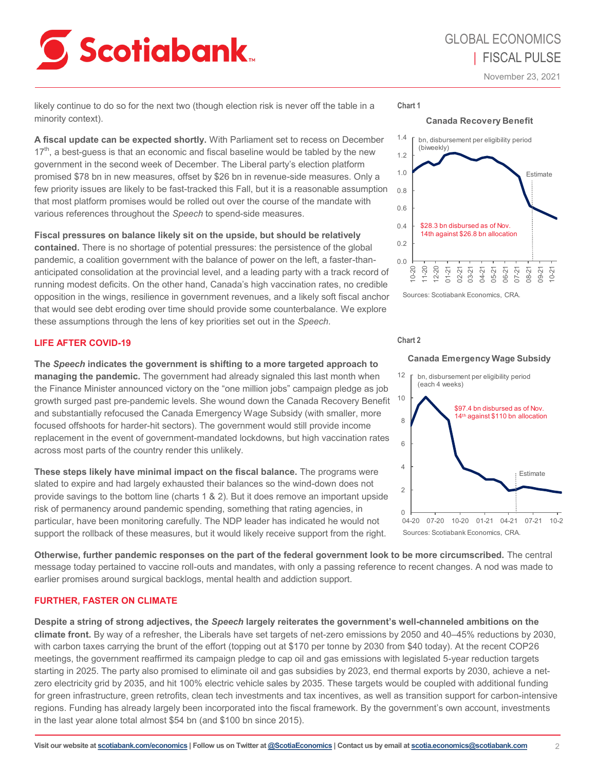likely continue to do so for the next two (though election risk is never off the table in a minority context).

**A fiscal update can be expected shortly.** With Parliament set to recess on December 17th, a best-guess is that an economic and fiscal baseline would be tabled by the new government in the second week of December. The Liberal party's election platform promised $78 bn in new measures, offset by $26 bn in revenue-side measures. Only a few priority issues are likely to be fast-tracked this Fall, but it is a reasonable assumption that most platform promises would be rolled out over the course of the mandate with various references throughout the *Speech* to spend-side measures.

**Fiscal pressures on balance likely sit on the upside, but should be relatively contained.** There is no shortage of potential pressures: the persistence of the global pandemic, a coalition government with the balance of power on the left, a faster-than-anticipated consolidation at the provincial level, and a leading party with a track record of running modest deficits. On the other hand, Canada's high vaccination rates, no credible opposition in the wings, resilience in government revenues, and a likely soft fiscal anchor that would see debt eroding over time should provide some counterbalance. We explore these assumptions through the lens of key priorities set out in the *Speech*.

## LIFE AFTER COVID-19

**The *Speech* indicates the government is shifting to a more targeted approach to managing the pandemic.** The government had already signaled this last month when the Finance Minister announced victory on the "one million jobs" campaign pledge as job growth surged past pre-pandemic levels. She wound down the Canada Recovery Benefit and substantially refocused the Canada Emergency Wage Subsidy (with smaller, more focused offshoots for harder-hit sectors). The government would still provide income replacement in the event of government-mandated lockdowns, but high vaccination rates across most parts of the country render this unlikely.

**These steps likely have minimal impact on the fiscal balance.** The programs were slated to expire and had largely exhausted their balances so the wind-down does not provide savings to the bottom line (charts 1 & 2). But it does remove an important upside risk of permanency around pandemic spending, something that rating agencies, in particular, have been monitoring carefully. The NDP leader has indicated he would not support the rollback of these measures, but it would likely receive support from the right.

**Chart 1**

**Canada Recovery Benefit**

bn, disbursement per eligibility period (biweekly)

$28.3 bn disbursed as of Nov. 14th against $26.8 bn allocation

Estimate

Sources: Scotiabank Economics, CRA.

**Chart 2**

**Canada Emergency Wage Subsidy**

bn, disbursement per eligibility period (each 4 weeks)

$97.4 bn disbursed as of Nov. 14th against $110 bn allocation

Estimate

Sources: Scotiabank Economics, CRA.

**Otherwise, further pandemic responses on the part of the federal government look to be more circumscribed.** The central message today pertained to vaccine roll-outs and mandates, with only a passing reference to recent changes. A nod was made to earlier promises around surgical backlogs, mental health and addiction support.

## FURTHER, FASTER ON CLIMATE

**Despite a string of strong adjectives, the *Speech* largely reiterates the government's well-channeled ambitions on the climate front.** By way of a refresher, the Liberals have set targets of net-zero emissions by 2050 and 40–45% reductions by 2030, with carbon taxes carrying the brunt of the effort (topping out at $170 per tonne by 2030 from $40 today). At the recent COP26 meetings, the government reaffirmed its campaign pledge to cap oil and gas emissions with legislated 5-year reduction targets starting in 2025. The party also promised to eliminate oil and gas subsidies by 2023, end thermal exports by 2030, achieve a net-zero electricity grid by 2035, and hit 100% electric vehicle sales by 2035. These targets would be coupled with additional funding for green infrastructure, green retrofits, clean tech investments and tax incentives, as well as transition support for carbon-intensive regions. Funding has already largely been incorporated into the fiscal framework. By the government's own account, investments in the last year alone total almost $54 bn (and $100 bn since 2015).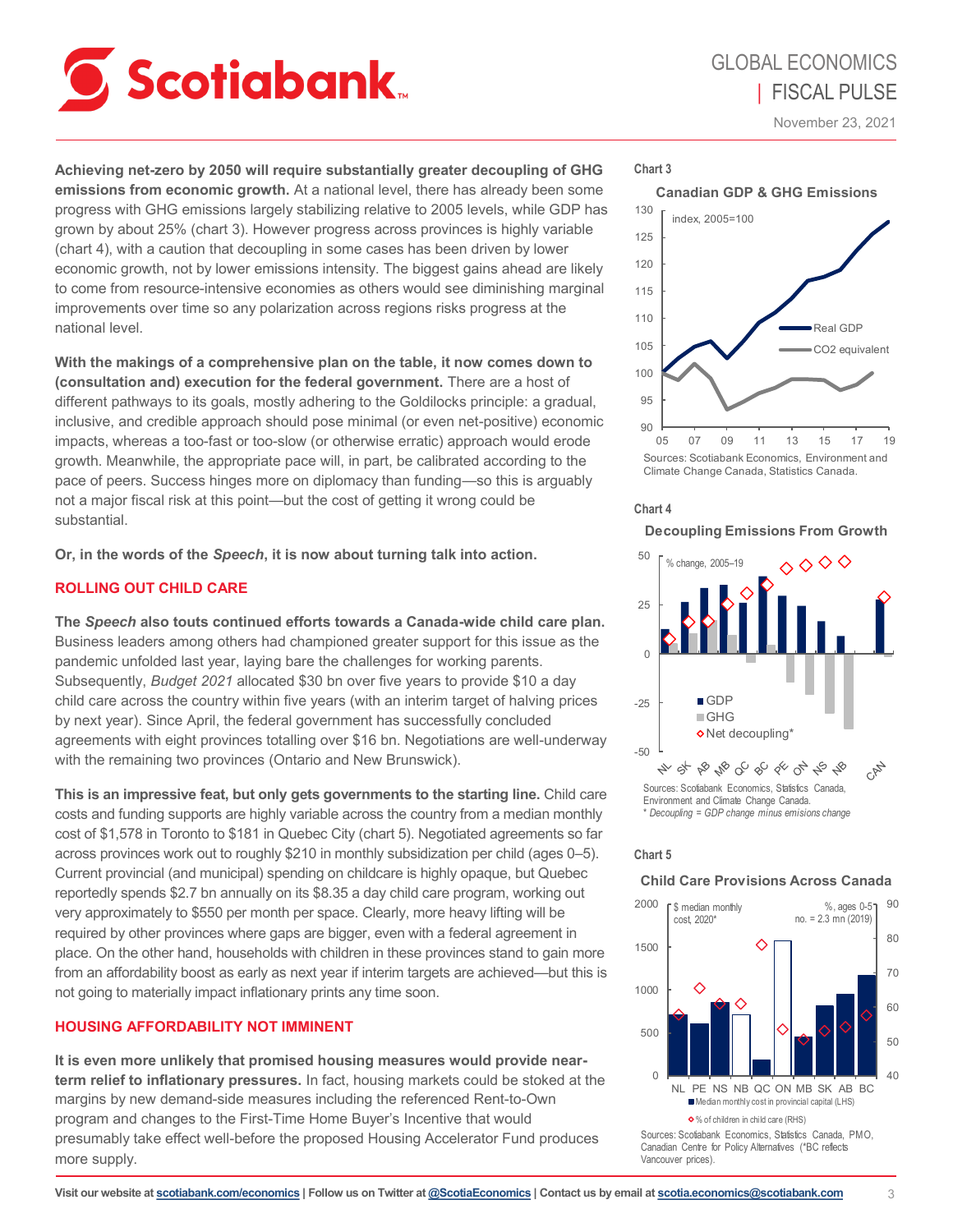**Achieving net-zero by 2050 will require substantially greater decoupling of GHG emissions from economic growth.** At a national level, there has already been some progress with GHG emissions largely stabilizing relative to 2005 levels, while GDP has grown by about 25% (chart 3). However progress across provinces is highly variable (chart 4), with a caution that decoupling in some cases has been driven by lower economic growth, not by lower emissions intensity. The biggest gains ahead are likely to come from resource-intensive economies as others would see diminishing marginal improvements over time so any polarization across regions risks progress at the national level.

**With the makings of a comprehensive plan on the table, it now comes down to (consultation and) execution for the federal government.** There are a host of different pathways to its goals, mostly adhering to the Goldilocks principle: a gradual, inclusive, and credible approach should pose minimal (or even net-positive) economic impacts, whereas a too-fast or too-slow (or otherwise erratic) approach would erode growth. Meanwhile, the appropriate pace will, in part, be calibrated according to the pace of peers. Success hinges more on diplomacy than funding—so this is arguably not a major fiscal risk at this point—but the cost of getting it wrong could be substantial.

**Or, in the words of the *Speech*, it is now about turning talk into action.**

## ROLLING OUT CHILD CARE

**The *Speech* also touts continued efforts towards a Canada-wide child care plan.** Business leaders among others had championed greater support for this issue as the pandemic unfolded last year, laying bare the challenges for working parents. Subsequently, *Budget 2021* allocated $30 bn over five years to provide $10 a day child care across the country within five years (with an interim target of halving prices by next year). Since April, the federal government has successfully concluded agreements with eight provinces totalling over $16 bn. Negotiations are well-underway with the remaining two provinces (Ontario and New Brunswick).

**This is an impressive feat, but only gets governments to the starting line.** Child care costs and funding supports are highly variable across the country from a median monthly cost of $1,578 in Toronto to $181 in Quebec City (chart 5). Negotiated agreements so far across provinces work out to roughly $210 in monthly subsidization per child (ages 0–5). Current provincial (and municipal) spending on childcare is highly opaque, but Quebec reportedly spends $2.7 bn annually on its $8.35 a day child care program, working out very approximately to $550 per month per space. Clearly, more heavy lifting will be required by other provinces where gaps are bigger, even with a federal agreement in place. On the other hand, households with children in these provinces stand to gain more from an affordability boost as early as next year if interim targets are achieved—but this is not going to materially impact inflationary prints any time soon.

## HOUSING AFFORDABILITY NOT IMMINENT

**It is even more unlikely that promised housing measures would provide near-term relief to inflationary pressures.** In fact, housing markets could be stoked at the margins by new demand-side measures including the referenced Rent-to-Own program and changes to the First-Time Home Buyer's Incentive that would presumably take effect well-before the proposed Housing Accelerator Fund produces more supply.

**Chart 3**

**Canadian GDP & GHG Emissions**

Sources: Scotiabank Economics, Environment and Climate Change Canada, Statistics Canada.

**Chart 4**

**Decoupling Emissions From Growth**

Sources: Scotiabank Economics, Statistics Canada, Environment and Climate Change Canada.
\* *Decoupling = GDP change minus emissions change*

**Chart 5**

**Child Care Provisions Across Canada**

Sources: Scotiabank Economics, Statistics Canada, PMO, Canadian Centre for Policy Alternatives (\*BC reflects Vancouver prices).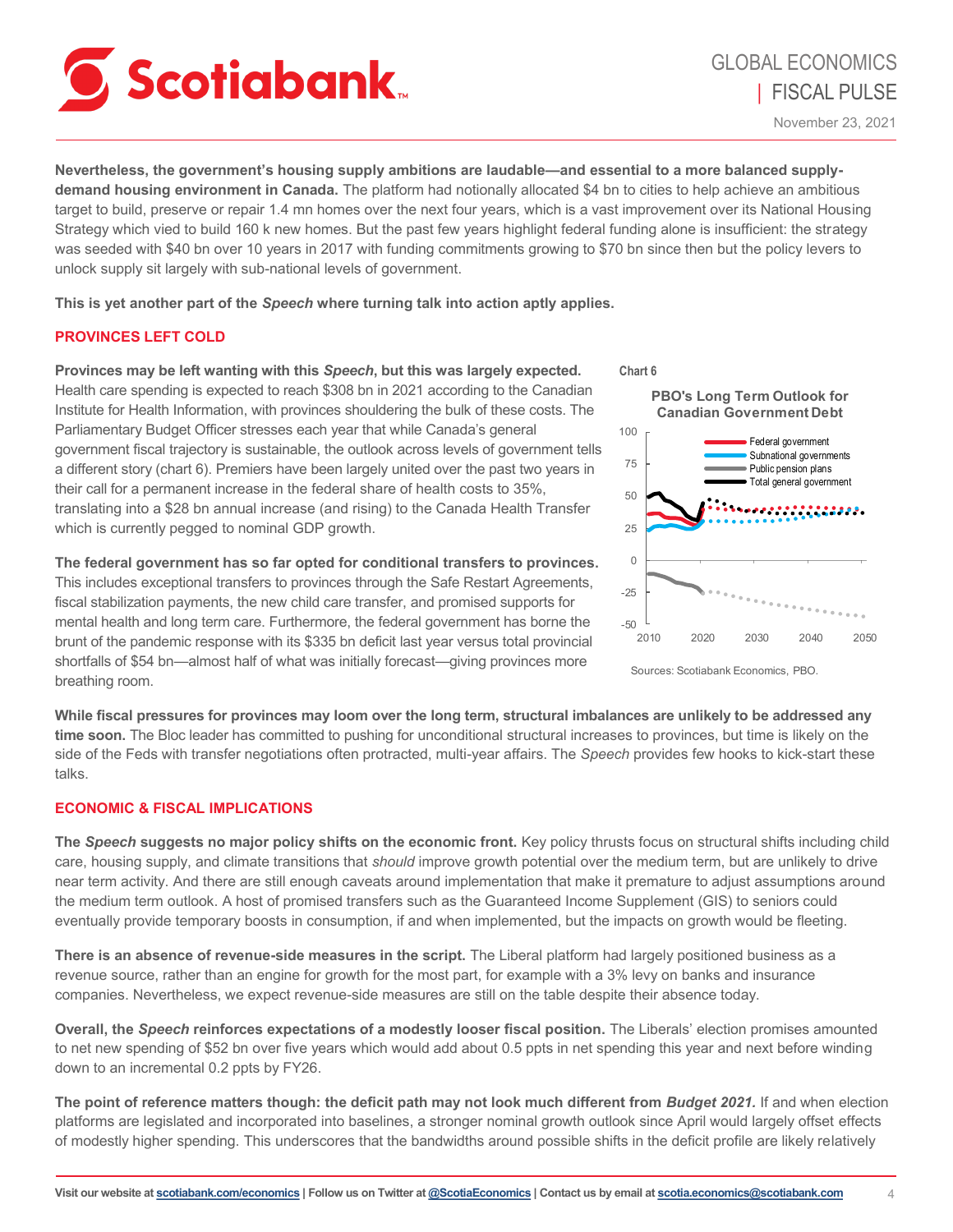**Nevertheless, the government's housing supply ambitions are laudable—and essential to a more balanced supply-demand housing environment in Canada.** The platform had notionally allocated $4 bn to cities to help achieve an ambitious target to build, preserve or repair 1.4 mn homes over the next four years, which is a vast improvement over its National Housing Strategy which vied to build 160 k new homes. But the past few years highlight federal funding alone is insufficient: the strategy was seeded with $40 bn over 10 years in 2017 with funding commitments growing to $70 bn since then but the policy levers to unlock supply sit largely with sub-national levels of government.

**This is yet another part of the *Speech* where turning talk into action aptly applies.**

## PROVINCES LEFT COLD

**Provinces may be left wanting with this *Speech*, but this was largely expected.** Health care spending is expected to reach $308 bn in 2021 according to the Canadian Institute for Health Information, with provinces shouldering the bulk of these costs. The Parliamentary Budget Officer stresses each year that while Canada's general government fiscal trajectory is sustainable, the outlook across levels of government tells a different story (chart 6). Premiers have been largely united over the past two years in their call for a permanent increase in the federal share of health costs to 35%, translating into a $28 bn annual increase (and rising) to the Canada Health Transfer which is currently pegged to nominal GDP growth.

**The federal government has so far opted for conditional transfers to provinces.** This includes exceptional transfers to provinces through the Safe Restart Agreements, fiscal stabilization payments, the new child care transfer, and promised supports for mental health and long term care. Furthermore, the federal government has borne the brunt of the pandemic response with its $335 bn deficit last year versus total provincial shortfalls of $54 bn—almost half of what was initially forecast—giving provinces more breathing room.

Chart 6

PBO's Long Term Outlook for Canadian Government Debt

Sources: Scotiabank Economics, PBO.

**While fiscal pressures for provinces may loom over the long term, structural imbalances are unlikely to be addressed any time soon.** The Bloc leader has committed to pushing for unconditional structural increases to provinces, but time is likely on the side of the Feds with transfer negotiations often protracted, multi-year affairs. The *Speech* provides few hooks to kick-start these talks.

## ECONOMIC & FISCAL IMPLICATIONS

**The *Speech* suggests no major policy shifts on the economic front.** Key policy thrusts focus on structural shifts including child care, housing supply, and climate transitions that *should* improve growth potential over the medium term, but are unlikely to drive near term activity. And there are still enough caveats around implementation that make it premature to adjust assumptions around the medium term outlook. A host of promised transfers such as the Guaranteed Income Supplement (GIS) to seniors could eventually provide temporary boosts in consumption, if and when implemented, but the impacts on growth would be fleeting.

**There is an absence of revenue-side measures in the script.** The Liberal platform had largely positioned business as a revenue source, rather than an engine for growth for the most part, for example with a 3% levy on banks and insurance companies. Nevertheless, we expect revenue-side measures are still on the table despite their absence today.

**Overall, the *Speech* reinforces expectations of a modestly looser fiscal position.** The Liberals' election promises amounted to net new spending of $52 bn over five years which would add about 0.5 ppts in net spending this year and next before winding down to an incremental 0.2 ppts by FY26.

**The point of reference matters though: the deficit path may not look much different from *Budget 2021*.** If and when election platforms are legislated and incorporated into baselines, a stronger nominal growth outlook since April would largely offset effects of modestly higher spending. This underscores that the bandwidths around possible shifts in the deficit profile are likely relatively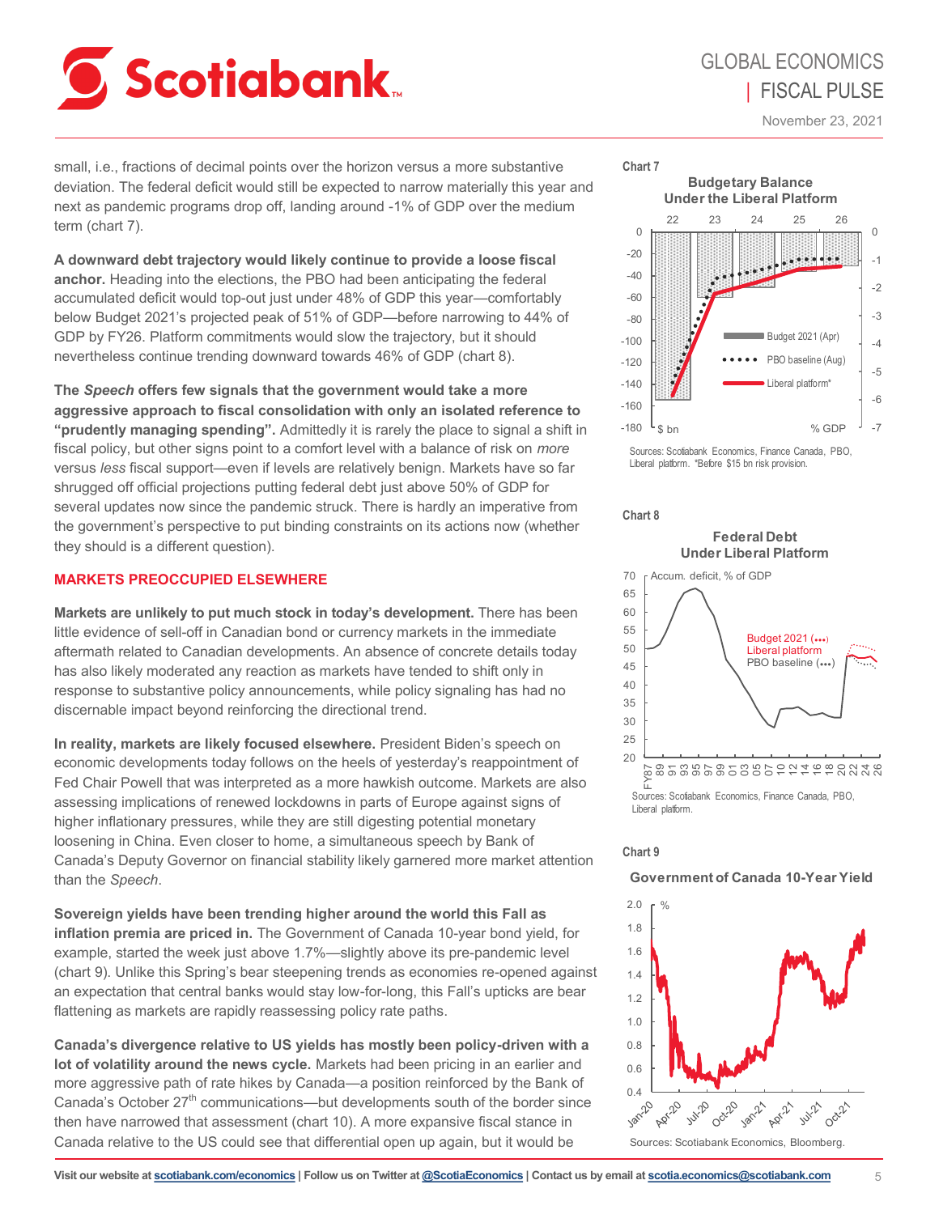small, i.e., fractions of decimal points over the horizon versus a more substantive deviation. The federal deficit would still be expected to narrow materially this year and next as pandemic programs drop off, landing around -1% of GDP over the medium term (chart 7).

**A downward debt trajectory would likely continue to provide a loose fiscal anchor.** Heading into the elections, the PBO had been anticipating the federal accumulated deficit would top-out just under 48% of GDP this year—comfortably below Budget 2021's projected peak of 51% of GDP—before narrowing to 44% of GDP by FY26. Platform commitments would slow the trajectory, but it should nevertheless continue trending downward towards 46% of GDP (chart 8).

**The *Speech* offers few signals that the government would take a more aggressive approach to fiscal consolidation with only an isolated reference to "prudently managing spending".** Admittedly it is rarely the place to signal a shift in fiscal policy, but other signs point to a comfort level with a balance of risk on *more* versus *less* fiscal support—even if levels are relatively benign. Markets have so far shrugged off official projections putting federal debt just above 50% of GDP for several updates now since the pandemic struck. There is hardly an imperative from the government's perspective to put binding constraints on its actions now (whether they should is a different question).

## MARKETS PREOCCUPIED ELSEWHERE

**Markets are unlikely to put much stock in today's development.** There has been little evidence of sell-off in Canadian bond or currency markets in the immediate aftermath related to Canadian developments. An absence of concrete details today has also likely moderated any reaction as markets have tended to shift only in response to substantive policy announcements, while policy signaling has had no discernable impact beyond reinforcing the directional trend.

**In reality, markets are likely focused elsewhere.** President Biden's speech on economic developments today follows on the heels of yesterday's reappointment of Fed Chair Powell that was interpreted as a more hawkish outcome. Markets are also assessing implications of renewed lockdowns in parts of Europe against signs of higher inflationary pressures, while they are still digesting potential monetary loosening in China. Even closer to home, a simultaneous speech by Bank of Canada's Deputy Governor on financial stability likely garnered more market attention than the *Speech*.

**Sovereign yields have been trending higher around the world this Fall as inflation premia are priced in.** The Government of Canada 10-year bond yield, for example, started the week just above 1.7%—slightly above its pre-pandemic level (chart 9). Unlike this Spring's bear steepening trends as economies re-opened against an expectation that central banks would stay low-for-long, this Fall's upticks are bear flattening as markets are rapidly reassessing policy rate paths.

**Canada's divergence relative to US yields has mostly been policy-driven with a lot of volatility around the news cycle.** Markets had been pricing in an earlier and more aggressive path of rate hikes by Canada—a position reinforced by the Bank of Canada's October 27th communications—but developments south of the border since then have narrowed that assessment (chart 10). A more expansive fiscal stance in Canada relative to the US could see that differential open up again, but it would be

Chart 7

Budgetary Balance Under the Liberal Platform

Sources: Scotiabank Economics, Finance Canada, PBO, Liberal platform. *Before $15 bn risk provision.

Chart 8

Federal Debt Under Liberal Platform

Sources: Scotiabank Economics, Finance Canada, PBO, Liberal platform.

Chart 9

Government of Canada 10-Year Yield

Sources: Scotiabank Economics, Bloomberg.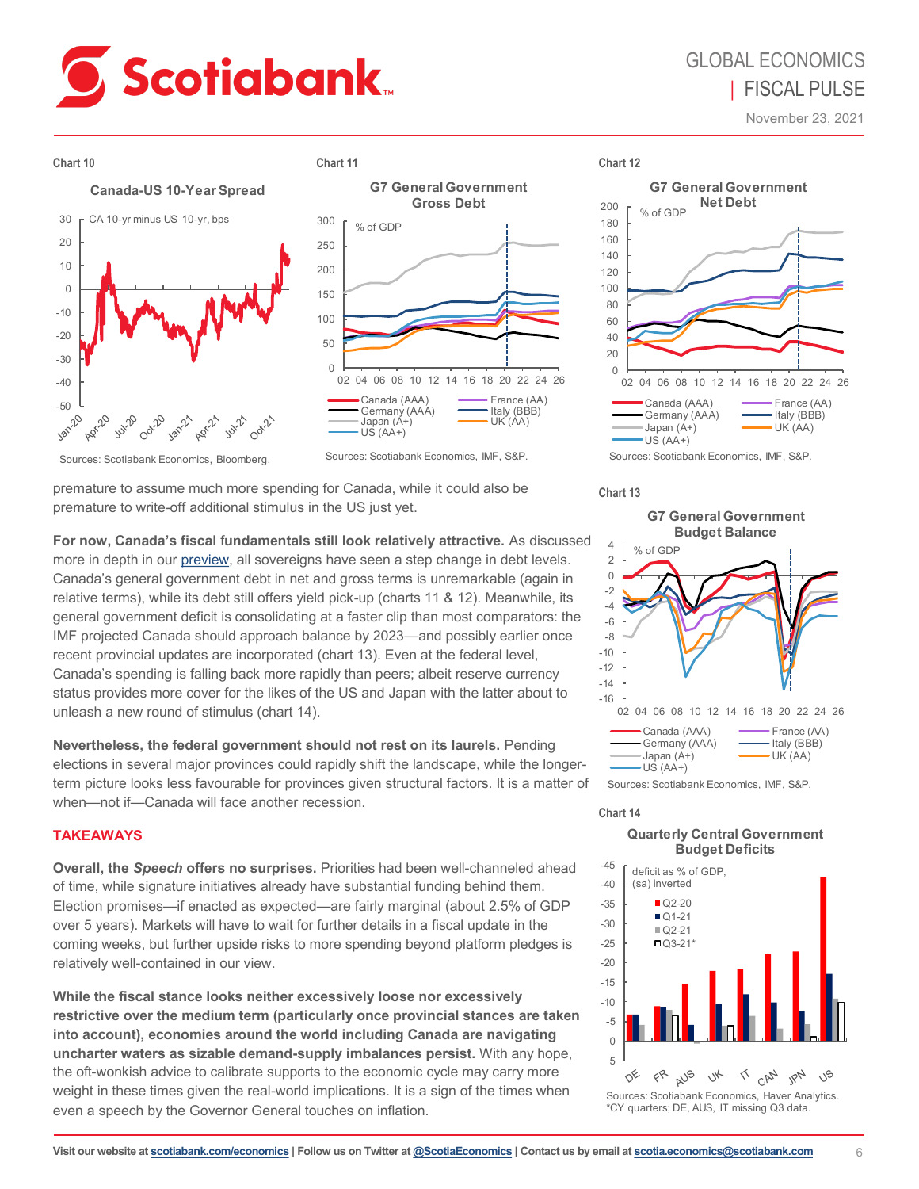**Chart 10**

Canada-US 10-Year Spread

CA 10-yr minus US 10-yr, bps

Sources: Scotiabank Economics, Bloomberg.

**Chart 11**

G7 General Government Gross Debt

% of GDP

Canada (AAA), Germany (AAA), Japan (A+), US (AA+), France (AA), Italy (BBB), UK (AA)

Sources: Scotiabank Economics, IMF, S&P.

**Chart 12**

G7 General Government Net Debt

% of GDP

Canada (AAA), Germany (AAA), Japan (A+), US (AA+), France (AA), Italy (BBB), UK (AA)

Sources: Scotiabank Economics, IMF, S&P.

premature to assume much more spending for Canada, while it could also be premature to write-off additional stimulus in the US just yet.

**For now, Canada's fiscal fundamentals still look relatively attractive.** As discussed more in depth in our preview, all sovereigns have seen a step change in debt levels. Canada's general government debt in net and gross terms is unremarkable (again in relative terms), while its debt still offers yield pick-up (charts 11 & 12). Meanwhile, its general government deficit is consolidating at a faster clip than most comparators: the IMF projected Canada should approach balance by 2023—and possibly earlier once recent provincial updates are incorporated (chart 13). Even at the federal level, Canada's spending is falling back more rapidly than peers; albeit reserve currency status provides more cover for the likes of the US and Japan with the latter about to unleash a new round of stimulus (chart 14).

**Nevertheless, the federal government should not rest on its laurels.** Pending elections in several major provinces could rapidly shift the landscape, while the longer-term picture looks less favourable for provinces given structural factors. It is a matter of when—not if—Canada will face another recession.

## TAKEAWAYS

**Overall, the *Speech* offers no surprises.** Priorities had been well-channeled ahead of time, while signature initiatives already have substantial funding behind them. Election promises—if enacted as expected—are fairly marginal (about 2.5% of GDP over 5 years). Markets will have to wait for further details in a fiscal update in the coming weeks, but further upside risks to more spending beyond platform pledges is relatively well-contained in our view.

**While the fiscal stance looks neither excessively loose nor excessively restrictive over the medium term (particularly once provincial stances are taken into account), economies around the world including Canada are navigating uncharter waters as sizable demand-supply imbalances persist.** With any hope, the oft-wonkish advice to calibrate supports to the economic cycle may carry more weight in these times given the real-world implications. It is a sign of the times when even a speech by the Governor General touches on inflation.

**Chart 13**

G7 General Government Budget Balance

% of GDP

Canada (AAA), Germany (AAA), Japan (A+), US (AA+), France (AA), Italy (BBB), UK (AA)

Sources: Scotiabank Economics, IMF, S&P.

**Chart 14**

Quarterly Central Government Budget Deficits

deficit as % of GDP, (sa) inverted

Q2-20, Q1-21, Q2-21, Q3-21*

DE, FR, AUS, UK, IT, CAN, JPN, US

Sources: Scotiabank Economics, Haver Analytics.
*CY quarters; DE, AUS, IT missing Q3 data.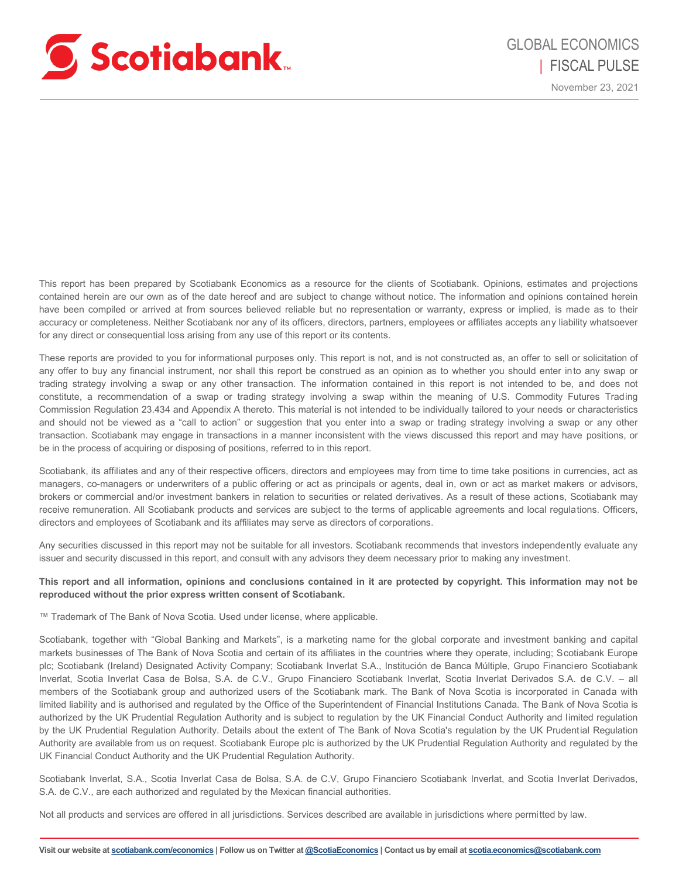This report has been prepared by Scotiabank Economics as a resource for the clients of Scotiabank. Opinions, estimates and projections contained herein are our own as of the date hereof and are subject to change without notice. The information and opinions contained herein have been compiled or arrived at from sources believed reliable but no representation or warranty, express or implied, is made as to their accuracy or completeness. Neither Scotiabank nor any of its officers, directors, partners, employees or affiliates accepts any liability whatsoever for any direct or consequential loss arising from any use of this report or its contents.

These reports are provided to you for informational purposes only. This report is not, and is not constructed as, an offer to sell or solicitation of any offer to buy any financial instrument, nor shall this report be construed as an opinion as to whether you should enter into any swap or trading strategy involving a swap or any other transaction. The information contained in this report is not intended to be, and does not constitute, a recommendation of a swap or trading strategy involving a swap within the meaning of U.S. Commodity Futures Trading Commission Regulation 23.434 and Appendix A thereto. This material is not intended to be individually tailored to your needs or characteristics and should not be viewed as a "call to action" or suggestion that you enter into a swap or trading strategy involving a swap or any other transaction. Scotiabank may engage in transactions in a manner inconsistent with the views discussed this report and may have positions, or be in the process of acquiring or disposing of positions, referred to in this report.

Scotiabank, its affiliates and any of their respective officers, directors and employees may from time to time take positions in currencies, act as managers, co-managers or underwriters of a public offering or act as principals or agents, deal in, own or act as market makers or advisors, brokers or commercial and/or investment bankers in relation to securities or related derivatives. As a result of these actions, Scotiabank may receive remuneration. All Scotiabank products and services are subject to the terms of applicable agreements and local regulations. Officers, directors and employees of Scotiabank and its affiliates may serve as directors of corporations.

Any securities discussed in this report may not be suitable for all investors. Scotiabank recommends that investors independently evaluate any issuer and security discussed in this report, and consult with any advisors they deem necessary prior to making any investment.

**This report and all information, opinions and conclusions contained in it are protected by copyright. This information may not be reproduced without the prior express written consent of Scotiabank.**

™ Trademark of The Bank of Nova Scotia. Used under license, where applicable.

Scotiabank, together with "Global Banking and Markets", is a marketing name for the global corporate and investment banking and capital markets businesses of The Bank of Nova Scotia and certain of its affiliates in the countries where they operate, including; Scotiabank Europe plc; Scotiabank (Ireland) Designated Activity Company; Scotiabank Inverlat S.A., Institución de Banca Múltiple, Grupo Financiero Scotiabank Inverlat, Scotia Inverlat Casa de Bolsa, S.A. de C.V., Grupo Financiero Scotiabank Inverlat, Scotia Inverlat Derivados S.A. de C.V. – all members of the Scotiabank group and authorized users of the Scotiabank mark. The Bank of Nova Scotia is incorporated in Canada with limited liability and is authorised and regulated by the Office of the Superintendent of Financial Institutions Canada. The Bank of Nova Scotia is authorized by the UK Prudential Regulation Authority and is subject to regulation by the UK Financial Conduct Authority and limited regulation by the UK Prudential Regulation Authority. Details about the extent of The Bank of Nova Scotia's regulation by the UK Prudential Regulation Authority are available from us on request. Scotiabank Europe plc is authorized by the UK Prudential Regulation Authority and regulated by the UK Financial Conduct Authority and the UK Prudential Regulation Authority.

Scotiabank Inverlat, S.A., Scotia Inverlat Casa de Bolsa, S.A. de C.V, Grupo Financiero Scotiabank Inverlat, and Scotia Inverlat Derivados, S.A. de C.V., are each authorized and regulated by the Mexican financial authorities.

Not all products and services are offered in all jurisdictions. Services described are available in jurisdictions where permitted by law.